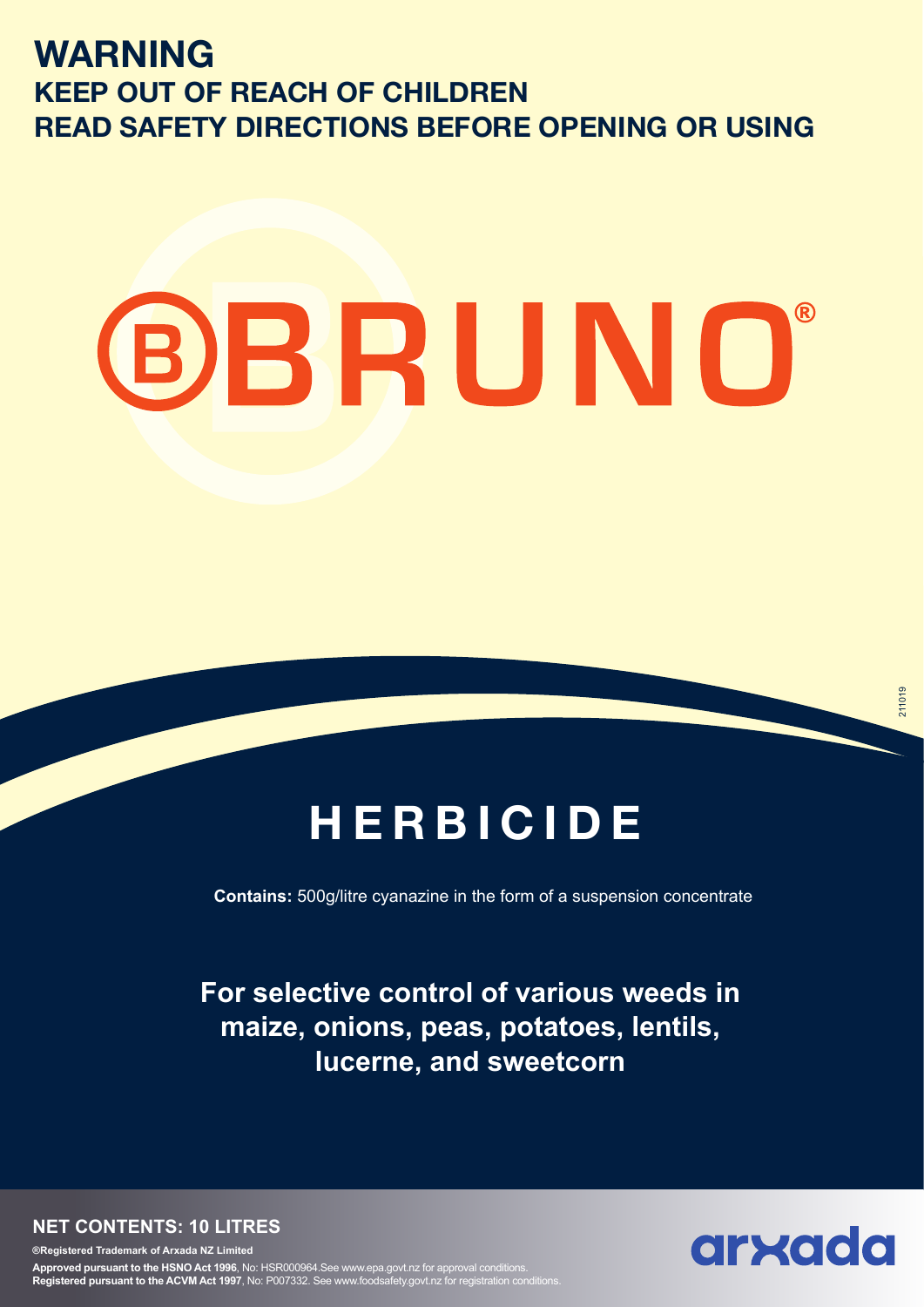# WARNING

## KEEP OUT OF REACH OF CHILDREN

## READ SAFETY DIRECTIONS BEFORE OPENING OR USING

# BRUNO®

# HERBICIDE

**Contains:** 500g/litre cyanazine in the form of a suspension concentrate

**For selective control of various weeds in maize, onions, peas, potatoes, lentils, lucerne, and sweetcorn**

**NET CONTENTS: 10 LITRES**

**®Registered Trademark of Arxada NZ Limited**

**Approved pursuant to the HSNO Act 1996**, No: HSR000964.See www.epa.govt.nz for approval conditions.
**Registered pursuant to the ACVM Act 1997**, No: P007332. See www.foodsafety.govt.nz for registration conditions.

arxada

211019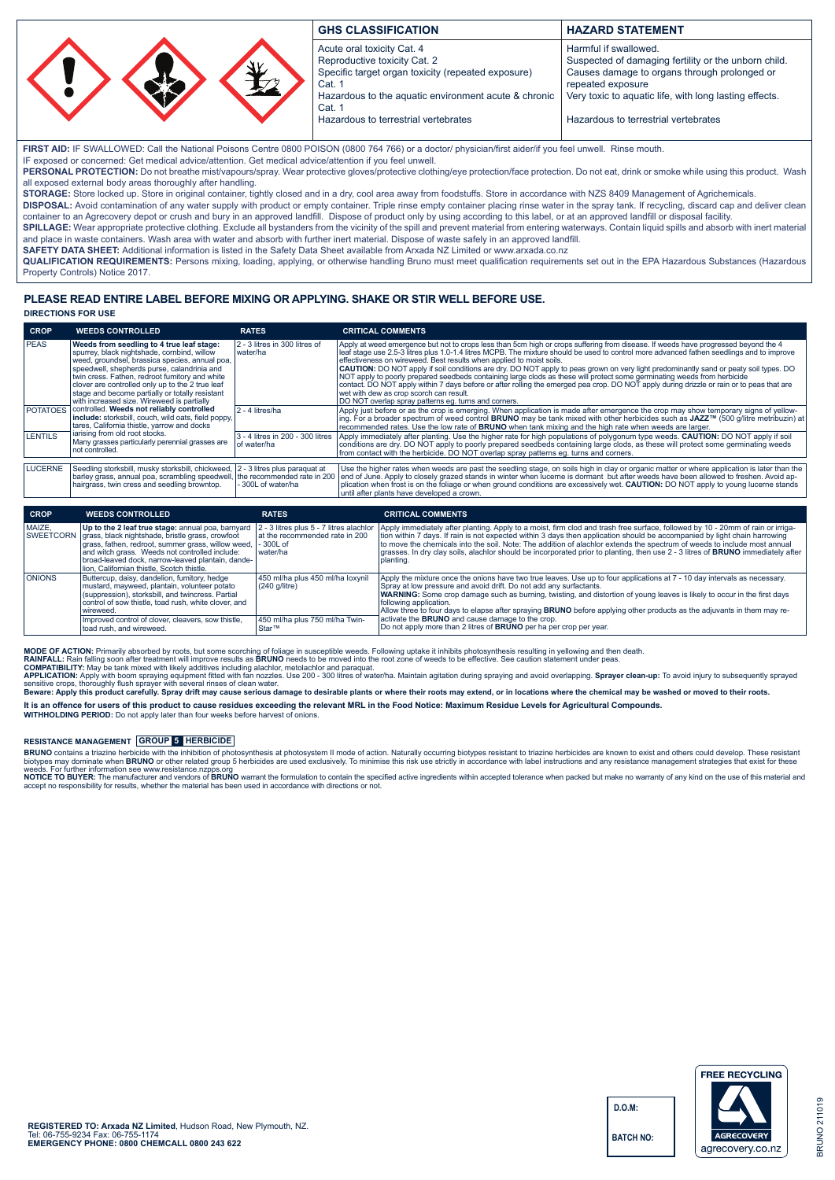| GHS CLASSIFICATION | HAZARD STATEMENT |
|---|---|
| Acute oral toxicity Cat. 4 | Harmful if swallowed. |
| Reproductive toxicity Cat. 2 | Suspected of damaging fertility or the unborn child. |
| Specific target organ toxicity (repeated exposure) Cat. 1 | Causes damage to organs through prolonged or repeated exposure |
| Hazardous to the aquatic environment acute & chronic Cat. 1 | Very toxic to aquatic life, with long lasting effects. |
| Hazardous to terrestrial vertebrates | Hazardous to terrestrial vertebrates |

**FIRST AID:** IF SWALLOWED: Call the National Poisons Centre 0800 POISON (0800 764 766) or a doctor/ physician/first aider/if you feel unwell. Rinse mouth. IF exposed or concerned: Get medical advice/attention. Get medical advice/attention if you feel unwell.

**PERSONAL PROTECTION:** Do not breathe mist/vapours/spray. Wear protective gloves/protective clothing/eye protection/face protection. Do not eat, drink or smoke while using this product. Wash all exposed external body areas thoroughly after handling.

**STORAGE:** Store locked up. Store in original container, tightly closed and in a dry, cool area away from foodstuffs. Store in accordance with NZS 8409 Management of Agrichemicals.

**DISPOSAL:** Avoid contamination of any water supply with product or empty container. Triple rinse empty container placing rinse water in the spray tank. If recycling, discard cap and deliver clean container to an Agrecovery depot or crush and bury in an approved landfill. Dispose of product only by using according to this label, or at an approved landfill or disposal facility.

**SPILLAGE:** Wear appropriate protective clothing. Exclude all bystanders from the vicinity of the spill and prevent material from entering waterways. Contain liquid spills and absorb with inert material and place in waste containers. Wash area with water and absorb with further inert material. Dispose of waste safely in an approved landfill.

**SAFETY DATA SHEET:** Additional information is listed in the Safety Data Sheet available from Arxada NZ Limited or www.arxada.co.nz

**QUALIFICATION REQUIREMENTS:** Persons mixing, loading, applying, or otherwise handling Bruno must meet qualification requirements set out in the EPA Hazardous Substances (Hazardous Property Controls) Notice 2017.

## PLEASE READ ENTIRE LABEL BEFORE MIXING OR APPLYING. SHAKE OR STIR WELL BEFORE USE.

### DIRECTIONS FOR USE

| CROP | WEEDS CONTROLLED | RATES | CRITICAL COMMENTS |
|---|---|---|---|
| PEAS | **Weeds from seedling to 4 true leaf stage:** spurrey, black nightshade, cornbind, willow weed, groundsel, brassica species, annual poa, speedwell, shepherds purse, calandrinia and twin cress. Fathen, redroot fumitory and white clover are controlled only up to the 2 true leaf stage and become partially or totally resistant with increased size. Wireweed is partially controlled. **Weeds not reliably controlled include:** storksbill, couch, wild oats, field poppy, tares, California thistle, yarrow and docks arising from old root stocks. Many grasses particularly perennial grasses are not controlled. | 2 - 3 litres in 300 litres of water/ha | Apply at weed emergence but not to crops less than 5cm high or crops suffering from disease. If weeds have progressed beyond the 4 leaf stage use 2.5-3 litres plus 1.0-1.4 litres MCPB. The mixture should be used to control more advanced fathen seedlings and to improve effectiveness on wireweed. Best results when applied to moist soils. **CAUTION:** DO NOT apply if soil conditions are dry. DO NOT apply to peas grown on very light predominantly sand or peaty soil types. DO NOT apply to poorly prepared seedbeds containing large clods as these will protect some germinating weeds from herbicide contact. DO NOT apply within 7 days before or after rolling the emerged pea crop. DO NOT apply during drizzle or rain or to peas that are wet with dew as crop scorch can result. DO NOT overlap spray patterns eg. turns and corners. |
| POTATOES | | 2 - 4 litres/ha | Apply just before or as the crop is emerging. When application is made after emergence the crop may show temporary signs of yellowing. For a broader spectrum of weed control **BRUNO** may be tank mixed with other herbicides such as **JAZZ™** (500 g/litre metribuzin) at recommended rates. Use the low rate of **BRUNO** when tank mixing and the high rate when weeds are larger. |
| LENTILS | | 3 - 4 litres in 200 - 300 litres of water/ha | Apply immediately after planting. Use the higher rate for high populations of polygonum type weeds. **CAUTION:** DO NOT apply if soil conditions are dry. DO NOT apply to poorly prepared seedbeds containing large clods, as these will protect some germinating weeds from contact with the herbicide. DO NOT overlap spray patterns eg. turns and corners. |
| LUCERNE | Seedling storksbill, musky storksbill, chickweed, barley grass, annual poa, scrambling speedwell, hairgrass, twin cress and seedling browntop. | 2 - 3 litres plus paraquat at the recommended rate in 200 - 300L of water/ha | Use the higher rates when weeds are past the seedling stage, on soils high in clay or organic matter or where application is later than the end of June. Apply to closely grazed stands in winter when lucerne is dormant but after weeds have been allowed to freshen. Avoid application when frost is on the foliage or when ground conditions are excessively wet. **CAUTION:** DO NOT apply to young lucerne stands until after plants have developed a crown. |

| CROP | WEEDS CONTROLLED | RATES | CRITICAL COMMENTS |
|---|---|---|---|
| MAIZE, SWEETCORN | **Up to the 2 leaf true stage:** annual poa, barnyard grass, black nightshade, bristle grass, crowfoot grass, fathen, redroot, summer grass, willow weed, and witch grass. Weeds not controlled include: broad-leaved dock, narrow-leaved plantain, dandelion, Californian thistle, Scotch thistle. | 2 - 3 litres plus 5 - 7 litres alachlor at the recommended rate in 200 - 300L of water/ha | Apply immediately after planting. Apply to a moist, firm clod and trash free surface, followed by 10 - 20mm of rain or irrigation within 7 days. If rain is not expected within 3 days then application should be accompanied by light chain harrowing to move the chemicals into the soil. Note: The addition of alachlor extends the spectrum of weeds to include most annual grasses. In dry clay soils, alachlor should be incorporated prior to planting, then use 2 - 3 litres of **BRUNO** immediately after planting. |
| ONIONS | Buttercup, daisy, dandelion, fumitory, hedge mustard, mayweed, plantain, volunteer potato (suppression), storksbill, and twincress. Partial control of sow thistle, toad rush, white clover, and wireweed. | 450 ml/ha plus 450 ml/ha Ioxynil (240 g/litre) | Apply the mixture once the onions have two true leaves. Use up to four applications at 7 - 10 day intervals as necessary. Spray at low pressure and avoid drift. Do not add any surfactants. **WARNING:** Some crop damage such as burning, twisting, and distortion of young leaves is likely to occur in the first days following application. Allow three to four days to elapse after spraying **BRUNO** before applying other products as the adjuvants in them may re-activate the **BRUNO** and cause damage to the crop. Do not apply more than 2 litres of **BRUNO** per ha per crop per year. |
| | Improved control of clover, cleavers, sow thistle, toad rush, and wireweed. | 450 ml/ha plus 750 ml/ha Twin-Star™ | |

**MODE OF ACTION:** Primarily absorbed by roots, but some scorching of foliage in susceptible weeds. Following uptake it inhibits photosynthesis resulting in yellowing and then death.
**RAINFALL:** Rain falling soon after treatment will improve results as **BRUNO** needs to be moved into the root zone of weeds to be effective. See caution statement under peas.
**COMPATIBILITY:** May be tank mixed with likely additives including alachlor, metolachlor and paraquat.
**APPLICATION:** Apply with boom spraying equipment fitted with fan nozzles. Use 200 - 300 litres of water/ha. Maintain agitation during spraying and avoid overlapping. **Sprayer clean-up:** To avoid injury to subsequently sprayed sensitive crops, thoroughly flush sprayer with several rinses of clean water.
**Beware: Apply this product carefully. Spray drift may cause serious damage to desirable plants or where their roots may extend, or in locations where the chemical may be washed or moved to their roots.**

**It is an offence for users of this product to cause residues exceeding the relevant MRL in the Food Notice: Maximum Residue Levels for Agricultural Compounds.**
**WITHHOLDING PERIOD:** Do not apply later than four weeks before harvest of onions.

### RESISTANCE MANAGEMENT GROUP 5 HERBICIDE

**BRUNO** contains a triazine herbicide with the inhibition of photosynthesis at photosystem II mode of action. Naturally occurring biotypes resistant to triazine herbicides are known to exist and others could develop. These resistant biotypes may dominate when **BRUNO** or other related group 5 herbicides are used exclusively. To minimise this risk use strictly in accordance with label instructions and any resistance management strategies that exist for these weeds. For further information see www.resistance.nzpps.org
**NOTICE TO BUYER:** The manufacturer and vendors of **BRUNO** warrant the formulation to contain the specified active ingredients within accepted tolerance when packed but make no warranty of any kind on the use of this material and accept no responsibility for results, whether the material has been used in accordance with directions or not.

**REGISTERED TO: Arxada NZ Limited**, Hudson Road, New Plymouth, NZ.
Tel: 06-755-9234 Fax: 06-755-1174
**EMERGENCY PHONE: 0800 CHEMCALL 0800 243 622**

D.O.M:

BATCH NO:

FREE RECYCLING
AGRECOVERY
agrecovery.co.nz

BRUNO 211019